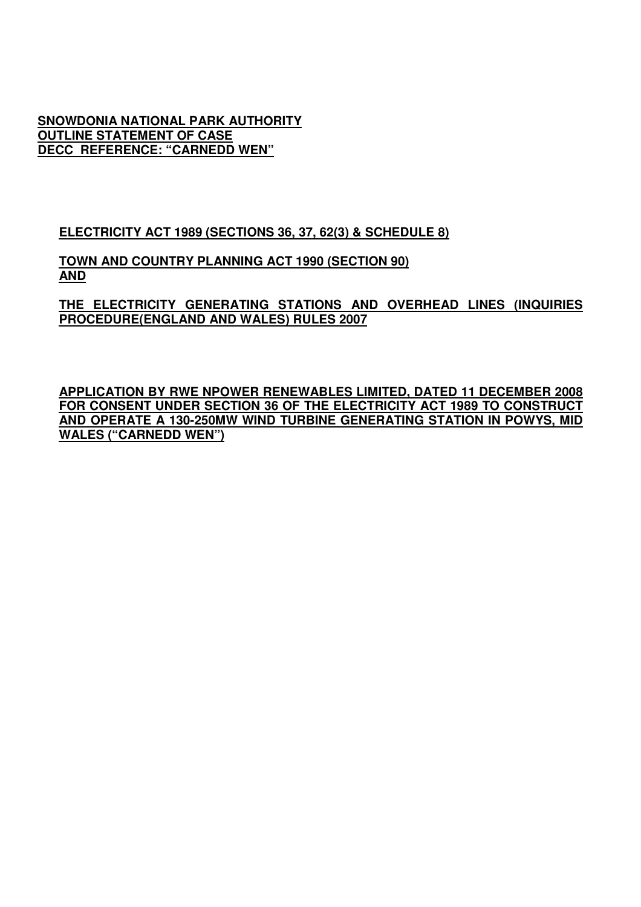**SNOWDONIA NATIONAL PARK AUTHORITY**
**OUTLINE STATEMENT OF CASE**
**DECC REFERENCE: "CARNEDD WEN"**

**ELECTRICITY ACT 1989 (SECTIONS 36, 37, 62(3) & SCHEDULE 8)**

**TOWN AND COUNTRY PLANNING ACT 1990 (SECTION 90)**
**AND**

**THE ELECTRICITY GENERATING STATIONS AND OVERHEAD LINES (INQUIRIES PROCEDURE(ENGLAND AND WALES) RULES 2007**

**APPLICATION BY RWE NPOWER RENEWABLES LIMITED, DATED 11 DECEMBER 2008 FOR CONSENT UNDER SECTION 36 OF THE ELECTRICITY ACT 1989 TO CONSTRUCT AND OPERATE A 130-250MW WIND TURBINE GENERATING STATION IN POWYS, MID WALES ("CARNEDD WEN")**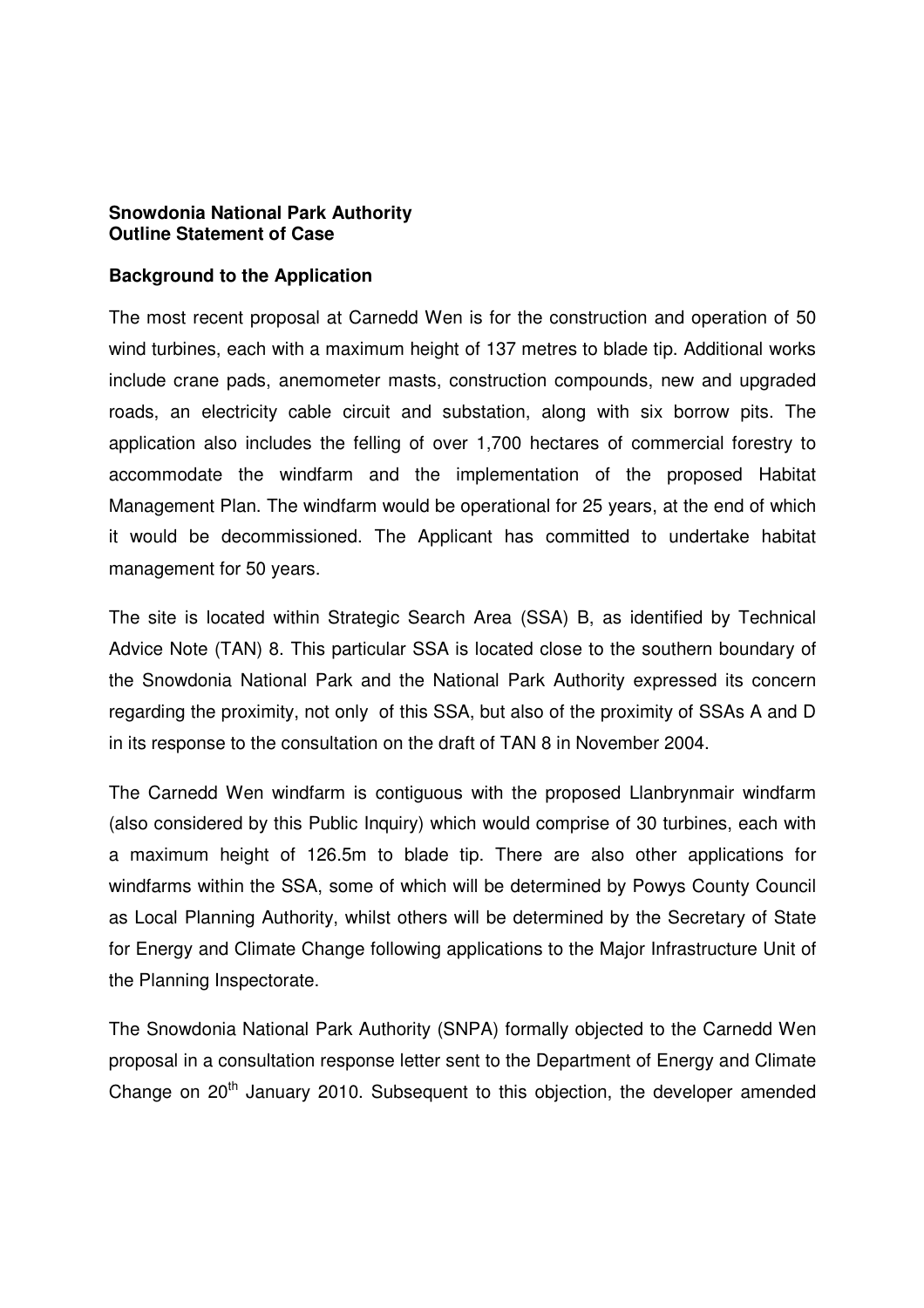**Snowdonia National Park Authority**
**Outline Statement of Case**

**Background to the Application**

The most recent proposal at Carnedd Wen is for the construction and operation of 50 wind turbines, each with a maximum height of 137 metres to blade tip. Additional works include crane pads, anemometer masts, construction compounds, new and upgraded roads, an electricity cable circuit and substation, along with six borrow pits. The application also includes the felling of over 1,700 hectares of commercial forestry to accommodate the windfarm and the implementation of the proposed Habitat Management Plan. The windfarm would be operational for 25 years, at the end of which it would be decommissioned. The Applicant has committed to undertake habitat management for 50 years.

The site is located within Strategic Search Area (SSA) B, as identified by Technical Advice Note (TAN) 8. This particular SSA is located close to the southern boundary of the Snowdonia National Park and the National Park Authority expressed its concern regarding the proximity, not only of this SSA, but also of the proximity of SSAs A and D in its response to the consultation on the draft of TAN 8 in November 2004.

The Carnedd Wen windfarm is contiguous with the proposed Llanbrynmair windfarm (also considered by this Public Inquiry) which would comprise of 30 turbines, each with a maximum height of 126.5m to blade tip. There are also other applications for windfarms within the SSA, some of which will be determined by Powys County Council as Local Planning Authority, whilst others will be determined by the Secretary of State for Energy and Climate Change following applications to the Major Infrastructure Unit of the Planning Inspectorate.

The Snowdonia National Park Authority (SNPA) formally objected to the Carnedd Wen proposal in a consultation response letter sent to the Department of Energy and Climate Change on 20th January 2010. Subsequent to this objection, the developer amended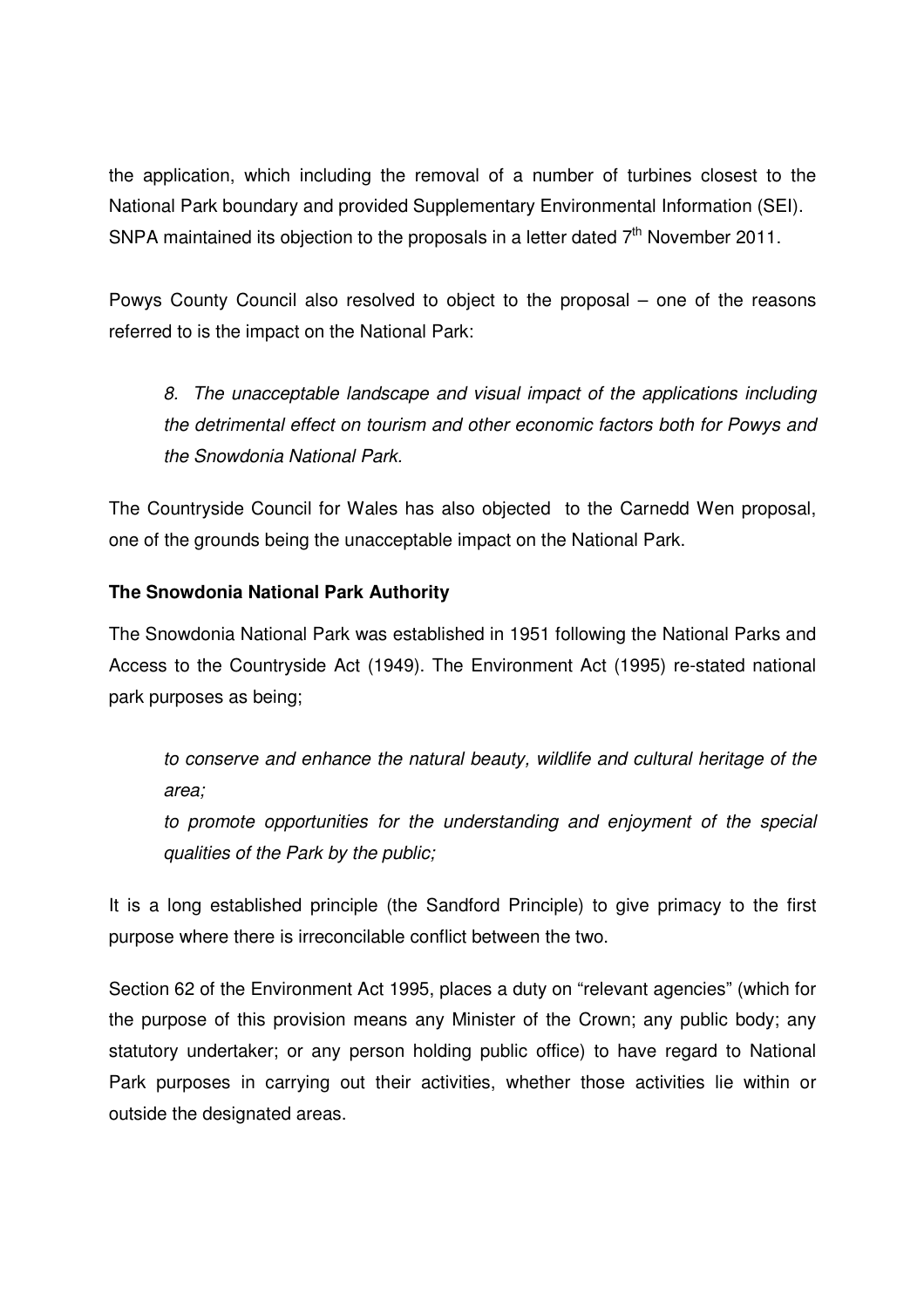the application, which including the removal of a number of turbines closest to the National Park boundary and provided Supplementary Environmental Information (SEI). SNPA maintained its objection to the proposals in a letter dated 7th November 2011.

Powys County Council also resolved to object to the proposal – one of the reasons referred to is the impact on the National Park:

> *8. The unacceptable landscape and visual impact of the applications including the detrimental effect on tourism and other economic factors both for Powys and the Snowdonia National Park.*

The Countryside Council for Wales has also objected to the Carnedd Wen proposal, one of the grounds being the unacceptable impact on the National Park.

**The Snowdonia National Park Authority**

The Snowdonia National Park was established in 1951 following the National Parks and Access to the Countryside Act (1949). The Environment Act (1995) re-stated national park purposes as being;

> *to conserve and enhance the natural beauty, wildlife and cultural heritage of the area;*
>
> *to promote opportunities for the understanding and enjoyment of the special qualities of the Park by the public;*

It is a long established principle (the Sandford Principle) to give primacy to the first purpose where there is irreconcilable conflict between the two.

Section 62 of the Environment Act 1995, places a duty on "relevant agencies" (which for the purpose of this provision means any Minister of the Crown; any public body; any statutory undertaker; or any person holding public office) to have regard to National Park purposes in carrying out their activities, whether those activities lie within or outside the designated areas.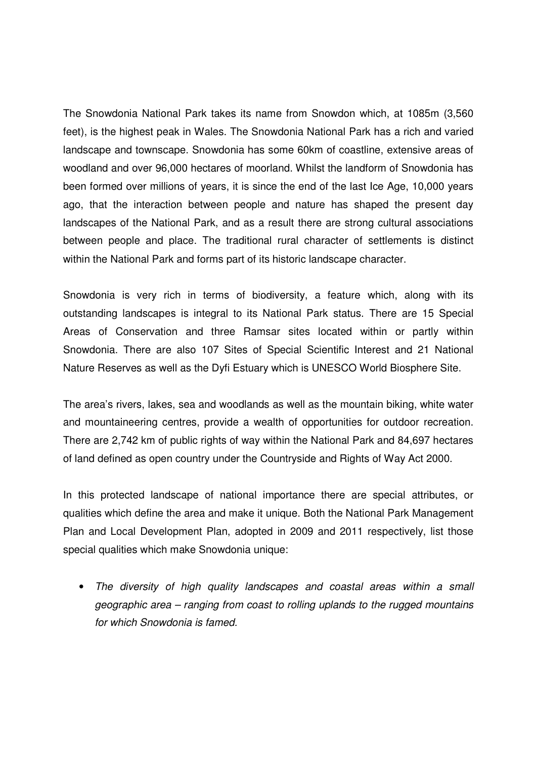The Snowdonia National Park takes its name from Snowdon which, at 1085m (3,560 feet), is the highest peak in Wales. The Snowdonia National Park has a rich and varied landscape and townscape. Snowdonia has some 60km of coastline, extensive areas of woodland and over 96,000 hectares of moorland. Whilst the landform of Snowdonia has been formed over millions of years, it is since the end of the last Ice Age, 10,000 years ago, that the interaction between people and nature has shaped the present day landscapes of the National Park, and as a result there are strong cultural associations between people and place. The traditional rural character of settlements is distinct within the National Park and forms part of its historic landscape character.

Snowdonia is very rich in terms of biodiversity, a feature which, along with its outstanding landscapes is integral to its National Park status. There are 15 Special Areas of Conservation and three Ramsar sites located within or partly within Snowdonia. There are also 107 Sites of Special Scientific Interest and 21 National Nature Reserves as well as the Dyfi Estuary which is UNESCO World Biosphere Site.

The area's rivers, lakes, sea and woodlands as well as the mountain biking, white water and mountaineering centres, provide a wealth of opportunities for outdoor recreation. There are 2,742 km of public rights of way within the National Park and 84,697 hectares of land defined as open country under the Countryside and Rights of Way Act 2000.

In this protected landscape of national importance there are special attributes, or qualities which define the area and make it unique. Both the National Park Management Plan and Local Development Plan, adopted in 2009 and 2011 respectively, list those special qualities which make Snowdonia unique:

- *The diversity of high quality landscapes and coastal areas within a small geographic area – ranging from coast to rolling uplands to the rugged mountains for which Snowdonia is famed.*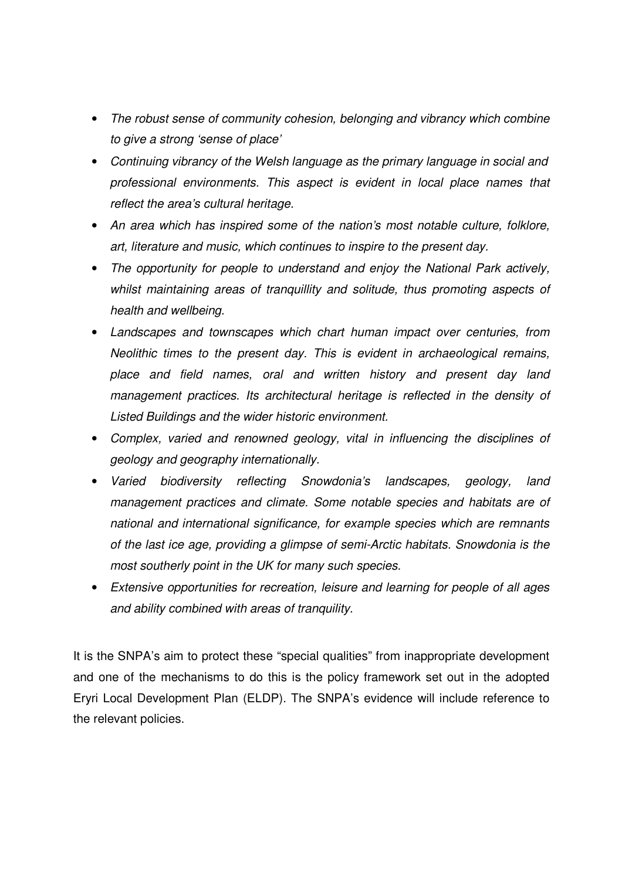- *The robust sense of community cohesion, belonging and vibrancy which combine to give a strong 'sense of place'*
- *Continuing vibrancy of the Welsh language as the primary language in social and professional environments. This aspect is evident in local place names that reflect the area's cultural heritage.*
- *An area which has inspired some of the nation's most notable culture, folklore, art, literature and music, which continues to inspire to the present day.*
- *The opportunity for people to understand and enjoy the National Park actively, whilst maintaining areas of tranquillity and solitude, thus promoting aspects of health and wellbeing.*
- *Landscapes and townscapes which chart human impact over centuries, from Neolithic times to the present day. This is evident in archaeological remains, place and field names, oral and written history and present day land management practices. Its architectural heritage is reflected in the density of Listed Buildings and the wider historic environment.*
- *Complex, varied and renowned geology, vital in influencing the disciplines of geology and geography internationally.*
- *Varied biodiversity reflecting Snowdonia's landscapes, geology, land management practices and climate. Some notable species and habitats are of national and international significance, for example species which are remnants of the last ice age, providing a glimpse of semi-Arctic habitats. Snowdonia is the most southerly point in the UK for many such species.*
- *Extensive opportunities for recreation, leisure and learning for people of all ages and ability combined with areas of tranquility.*

It is the SNPA's aim to protect these "special qualities" from inappropriate development and one of the mechanisms to do this is the policy framework set out in the adopted Eryri Local Development Plan (ELDP). The SNPA's evidence will include reference to the relevant policies.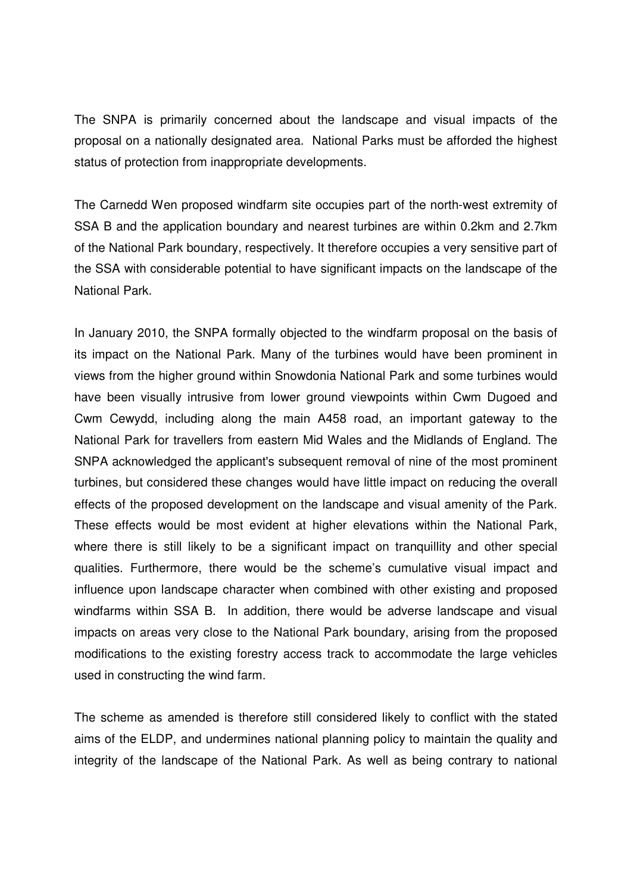The SNPA is primarily concerned about the landscape and visual impacts of the proposal on a nationally designated area. National Parks must be afforded the highest status of protection from inappropriate developments.

The Carnedd Wen proposed windfarm site occupies part of the north-west extremity of SSA B and the application boundary and nearest turbines are within 0.2km and 2.7km of the National Park boundary, respectively. It therefore occupies a very sensitive part of the SSA with considerable potential to have significant impacts on the landscape of the National Park.

In January 2010, the SNPA formally objected to the windfarm proposal on the basis of its impact on the National Park. Many of the turbines would have been prominent in views from the higher ground within Snowdonia National Park and some turbines would have been visually intrusive from lower ground viewpoints within Cwm Dugoed and Cwm Cewydd, including along the main A458 road, an important gateway to the National Park for travellers from eastern Mid Wales and the Midlands of England. The SNPA acknowledged the applicant's subsequent removal of nine of the most prominent turbines, but considered these changes would have little impact on reducing the overall effects of the proposed development on the landscape and visual amenity of the Park. These effects would be most evident at higher elevations within the National Park, where there is still likely to be a significant impact on tranquillity and other special qualities. Furthermore, there would be the scheme's cumulative visual impact and influence upon landscape character when combined with other existing and proposed windfarms within SSA B. In addition, there would be adverse landscape and visual impacts on areas very close to the National Park boundary, arising from the proposed modifications to the existing forestry access track to accommodate the large vehicles used in constructing the wind farm.

The scheme as amended is therefore still considered likely to conflict with the stated aims of the ELDP, and undermines national planning policy to maintain the quality and integrity of the landscape of the National Park. As well as being contrary to national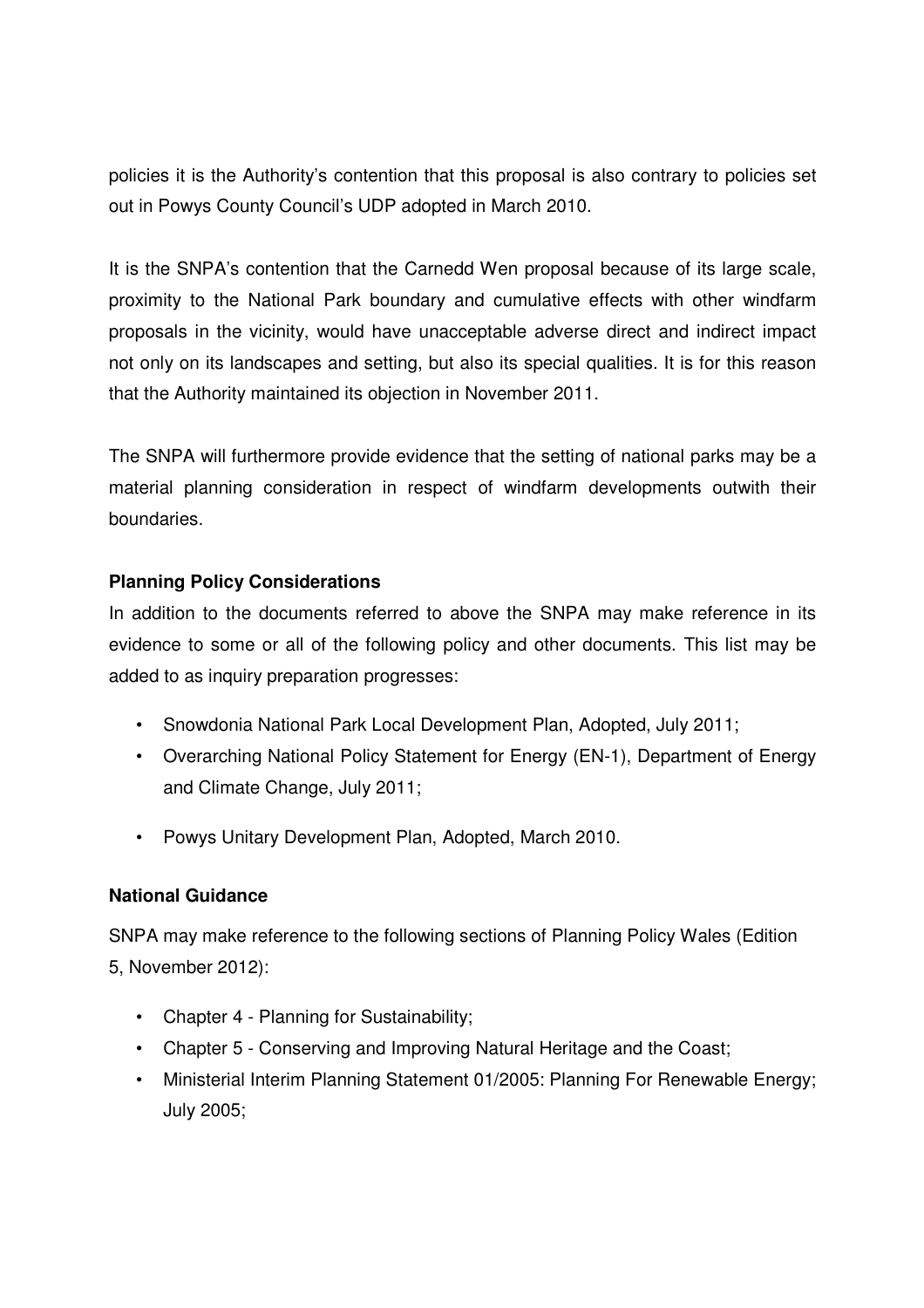policies it is the Authority's contention that this proposal is also contrary to policies set out in Powys County Council's UDP adopted in March 2010.

It is the SNPA's contention that the Carnedd Wen proposal because of its large scale, proximity to the National Park boundary and cumulative effects with other windfarm proposals in the vicinity, would have unacceptable adverse direct and indirect impact not only on its landscapes and setting, but also its special qualities. It is for this reason that the Authority maintained its objection in November 2011.

The SNPA will furthermore provide evidence that the setting of national parks may be a material planning consideration in respect of windfarm developments outwith their boundaries.

**Planning Policy Considerations**

In addition to the documents referred to above the SNPA may make reference in its evidence to some or all of the following policy and other documents. This list may be added to as inquiry preparation progresses:

- Snowdonia National Park Local Development Plan, Adopted, July 2011;
- Overarching National Policy Statement for Energy (EN-1), Department of Energy and Climate Change, July 2011;
- Powys Unitary Development Plan, Adopted, March 2010.

**National Guidance**

SNPA may make reference to the following sections of Planning Policy Wales (Edition 5, November 2012):

- Chapter 4 - Planning for Sustainability;
- Chapter 5 - Conserving and Improving Natural Heritage and the Coast;
- Ministerial Interim Planning Statement 01/2005: Planning For Renewable Energy; July 2005;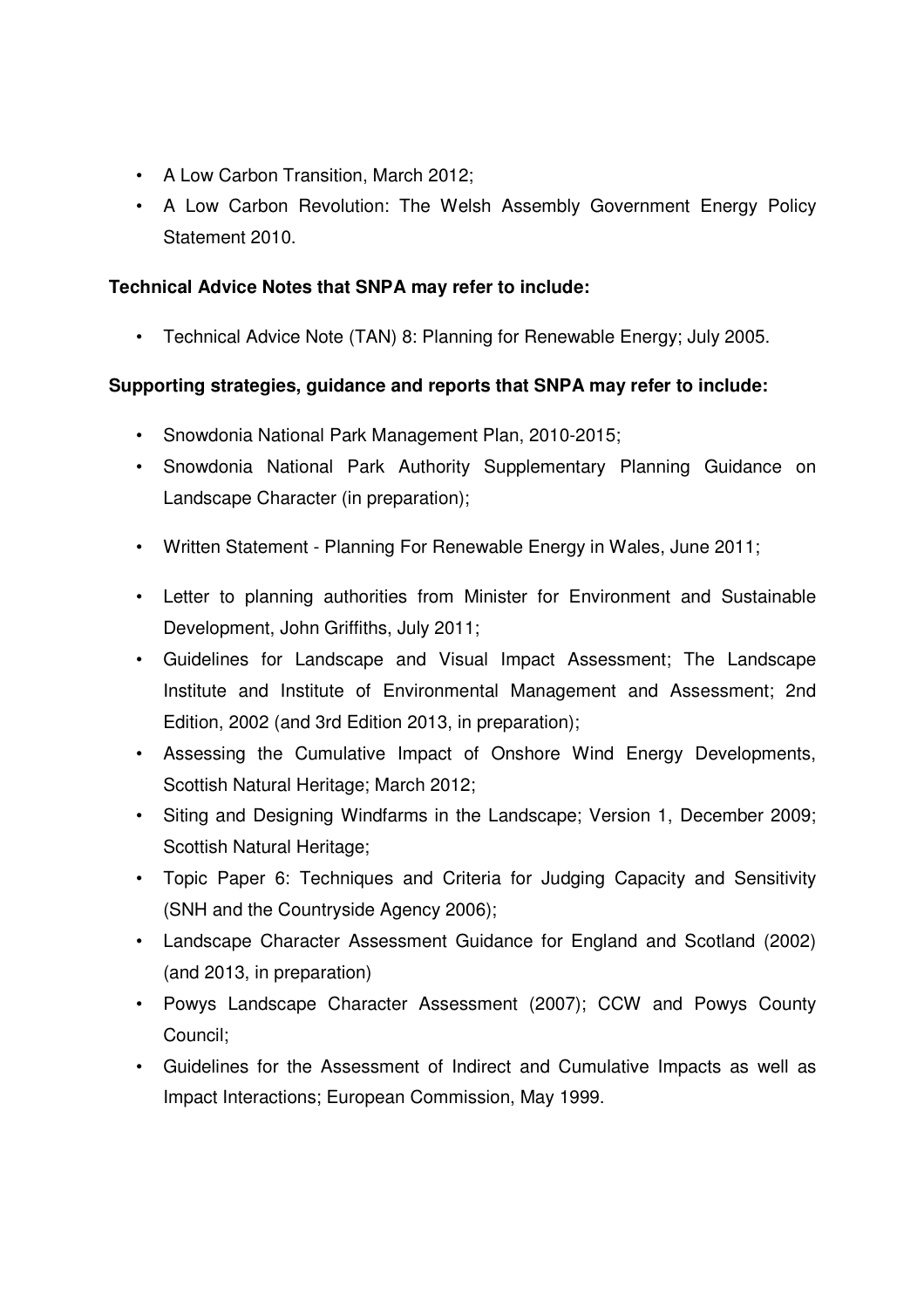- A Low Carbon Transition, March 2012;
- A Low Carbon Revolution: The Welsh Assembly Government Energy Policy Statement 2010.

**Technical Advice Notes that SNPA may refer to include:**

- Technical Advice Note (TAN) 8: Planning for Renewable Energy; July 2005.

**Supporting strategies, guidance and reports that SNPA may refer to include:**

- Snowdonia National Park Management Plan, 2010-2015;
- Snowdonia National Park Authority Supplementary Planning Guidance on Landscape Character (in preparation);
- Written Statement - Planning For Renewable Energy in Wales, June 2011;
- Letter to planning authorities from Minister for Environment and Sustainable Development, John Griffiths, July 2011;
- Guidelines for Landscape and Visual Impact Assessment; The Landscape Institute and Institute of Environmental Management and Assessment; 2nd Edition, 2002 (and 3rd Edition 2013, in preparation);
- Assessing the Cumulative Impact of Onshore Wind Energy Developments, Scottish Natural Heritage; March 2012;
- Siting and Designing Windfarms in the Landscape; Version 1, December 2009; Scottish Natural Heritage;
- Topic Paper 6: Techniques and Criteria for Judging Capacity and Sensitivity (SNH and the Countryside Agency 2006);
- Landscape Character Assessment Guidance for England and Scotland (2002) (and 2013, in preparation)
- Powys Landscape Character Assessment (2007); CCW and Powys County Council;
- Guidelines for the Assessment of Indirect and Cumulative Impacts as well as Impact Interactions; European Commission, May 1999.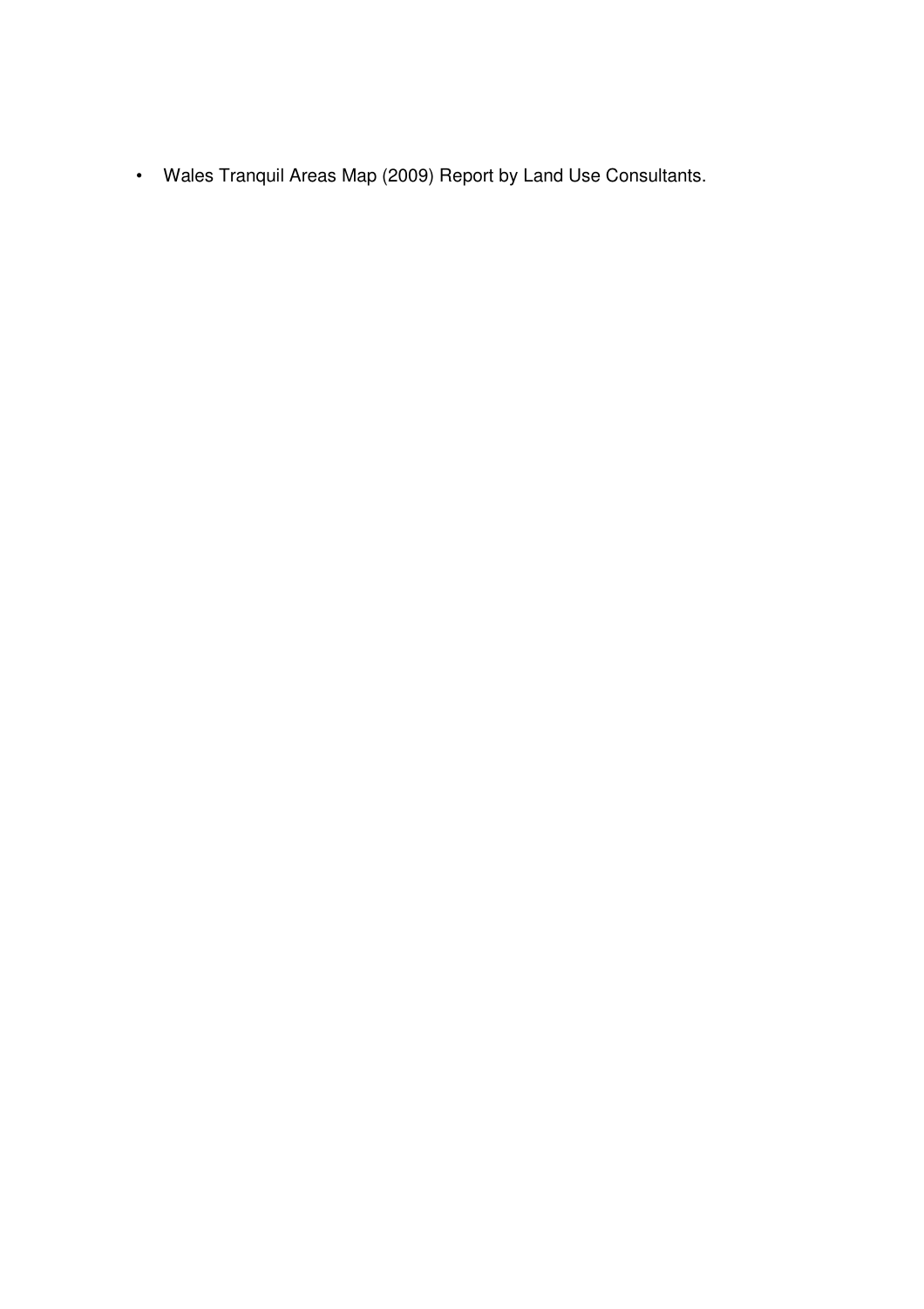- Wales Tranquil Areas Map (2009) Report by Land Use Consultants.